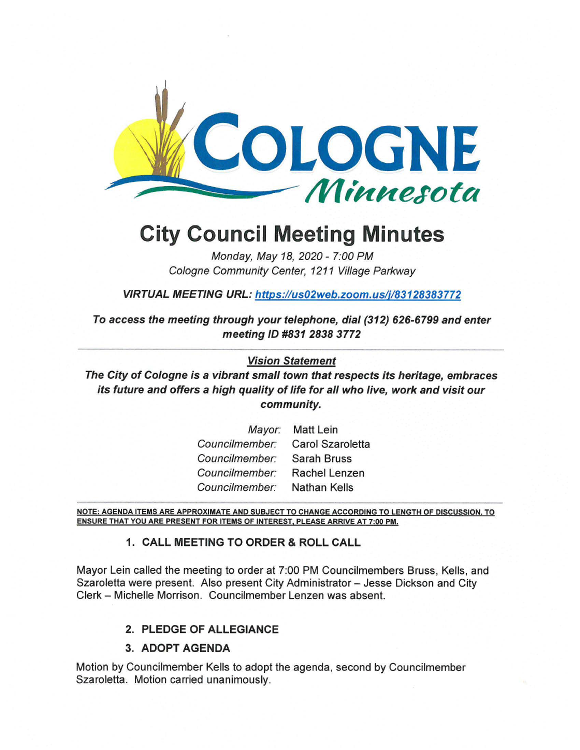COLOGNE
*Minnesota*

# City Council Meeting Minutes

*Monday, May 18, 2020 - 7:00 PM*
*Cologne Community Center, 1211 Village Parkway*

***VIRTUAL MEETING URL: https://us02web.zoom.us/j/83128383772***

***To access the meeting through your telephone, dial (312) 626-6799 and enter meeting ID #831 2838 3772***

***Vision Statement***

***The City of Cologne is a vibrant small town that respects its heritage, embraces its future and offers a high quality of life for all who live, work and visit our community.***

| | |
|---|---|
| *Mayor:* | Matt Lein |
| *Councilmember:* | Carol Szaroletta |
| *Councilmember:* | Sarah Bruss |
| *Councilmember:* | Rachel Lenzen |
| *Councilmember:* | Nathan Kells |

**NOTE: AGENDA ITEMS ARE APPROXIMATE AND SUBJECT TO CHANGE ACCORDING TO LENGTH OF DISCUSSION. TO ENSURE THAT YOU ARE PRESENT FOR ITEMS OF INTEREST, PLEASE ARRIVE AT 7:00 PM.**

## 1. CALL MEETING TO ORDER & ROLL CALL

Mayor Lein called the meeting to order at 7:00 PM Councilmembers Bruss, Kells, and Szaroletta were present. Also present City Administrator – Jesse Dickson and City Clerk – Michelle Morrison. Councilmember Lenzen was absent.

## 2. PLEDGE OF ALLEGIANCE

## 3. ADOPT AGENDA

Motion by Councilmember Kells to adopt the agenda, second by Councilmember Szaroletta. Motion carried unanimously.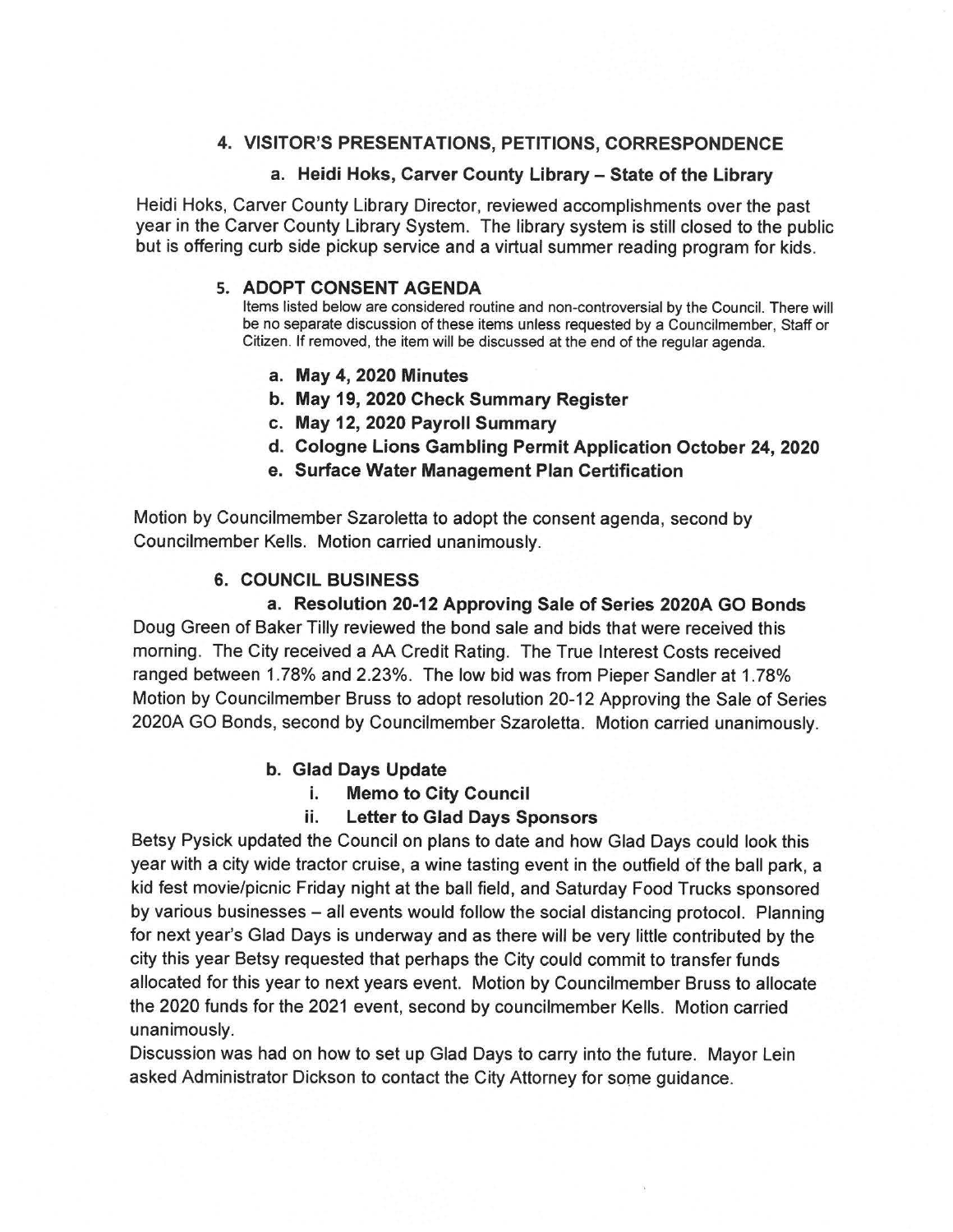## 4. VISITOR'S PRESENTATIONS, PETITIONS, CORRESPONDENCE

### a. Heidi Hoks, Carver County Library – State of the Library

Heidi Hoks, Carver County Library Director, reviewed accomplishments over the past year in the Carver County Library System. The library system is still closed to the public but is offering curb side pickup service and a virtual summer reading program for kids.

## 5. ADOPT CONSENT AGENDA

Items listed below are considered routine and non-controversial by the Council. There will be no separate discussion of these items unless requested by a Councilmember, Staff or Citizen. If removed, the item will be discussed at the end of the regular agenda.

- **a. May 4, 2020 Minutes**
- **b. May 19, 2020 Check Summary Register**
- **c. May 12, 2020 Payroll Summary**
- **d. Cologne Lions Gambling Permit Application October 24, 2020**
- **e. Surface Water Management Plan Certification**

Motion by Councilmember Szaroletta to adopt the consent agenda, second by Councilmember Kells. Motion carried unanimously.

## 6. COUNCIL BUSINESS

### a. Resolution 20-12 Approving Sale of Series 2020A GO Bonds

Doug Green of Baker Tilly reviewed the bond sale and bids that were received this morning. The City received a AA Credit Rating. The True Interest Costs received ranged between 1.78% and 2.23%. The low bid was from Pieper Sandler at 1.78% Motion by Councilmember Bruss to adopt resolution 20-12 Approving the Sale of Series 2020A GO Bonds, second by Councilmember Szaroletta. Motion carried unanimously.

### b. Glad Days Update

- **i. Memo to City Council**
- **ii. Letter to Glad Days Sponsors**

Betsy Pysick updated the Council on plans to date and how Glad Days could look this year with a city wide tractor cruise, a wine tasting event in the outfield of the ball park, a kid fest movie/picnic Friday night at the ball field, and Saturday Food Trucks sponsored by various businesses – all events would follow the social distancing protocol. Planning for next year's Glad Days is underway and as there will be very little contributed by the city this year Betsy requested that perhaps the City could commit to transfer funds allocated for this year to next years event. Motion by Councilmember Bruss to allocate the 2020 funds for the 2021 event, second by councilmember Kells. Motion carried unanimously.

Discussion was had on how to set up Glad Days to carry into the future. Mayor Lein asked Administrator Dickson to contact the City Attorney for some guidance.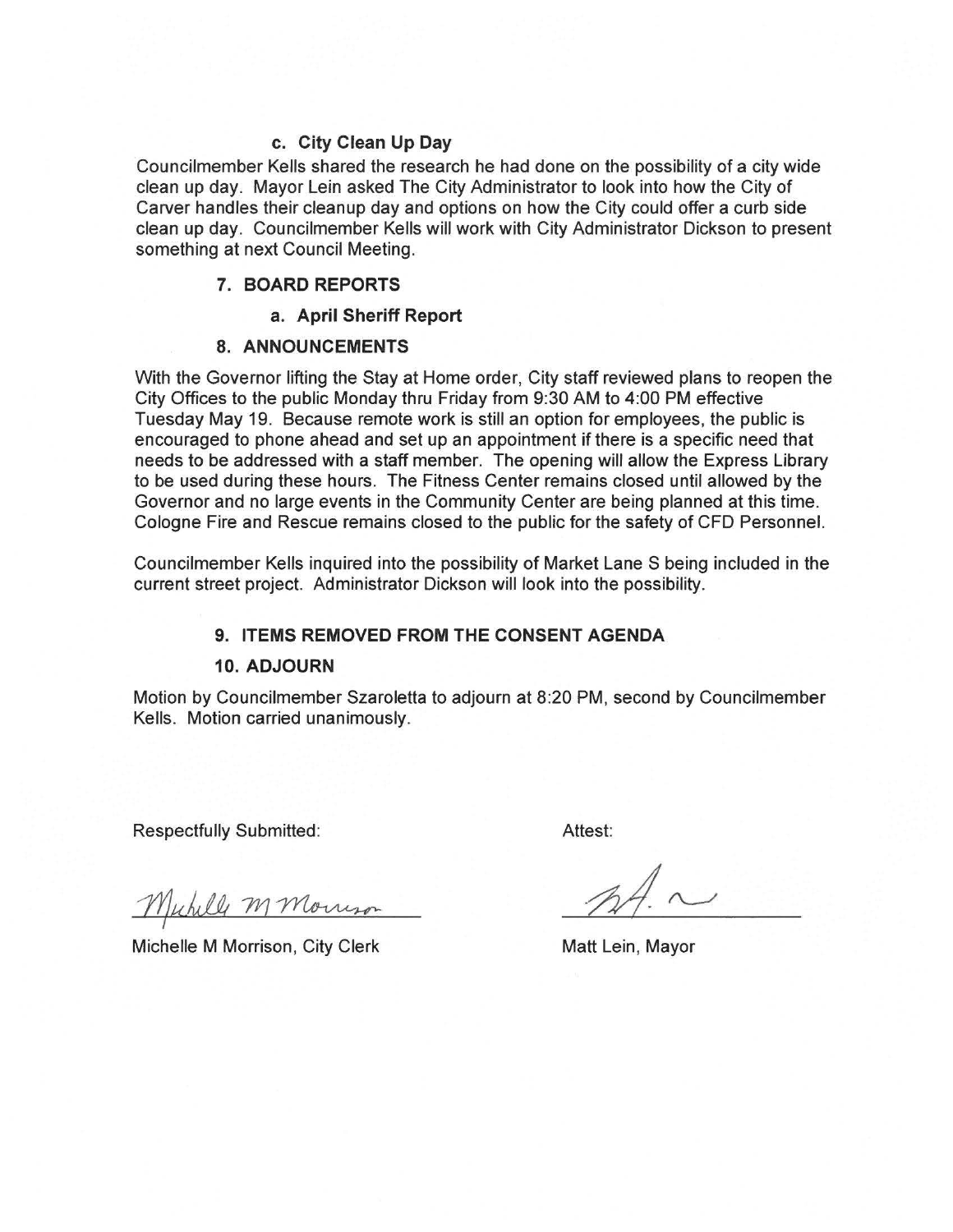### c. City Clean Up Day

Councilmember Kells shared the research he had done on the possibility of a city wide clean up day. Mayor Lein asked The City Administrator to look into how the City of Carver handles their cleanup day and options on how the City could offer a curb side clean up day. Councilmember Kells will work with City Administrator Dickson to present something at next Council Meeting.

## 7. BOARD REPORTS

### a. April Sheriff Report

## 8. ANNOUNCEMENTS

With the Governor lifting the Stay at Home order, City staff reviewed plans to reopen the City Offices to the public Monday thru Friday from 9:30 AM to 4:00 PM effective Tuesday May 19. Because remote work is still an option for employees, the public is encouraged to phone ahead and set up an appointment if there is a specific need that needs to be addressed with a staff member. The opening will allow the Express Library to be used during these hours. The Fitness Center remains closed until allowed by the Governor and no large events in the Community Center are being planned at this time. Cologne Fire and Rescue remains closed to the public for the safety of CFD Personnel.

Councilmember Kells inquired into the possibility of Market Lane S being included in the current street project. Administrator Dickson will look into the possibility.

## 9. ITEMS REMOVED FROM THE CONSENT AGENDA

## 10. ADJOURN

Motion by Councilmember Szaroletta to adjourn at 8:20 PM, second by Councilmember Kells. Motion carried unanimously.

Respectfully Submitted:

Michelle M Morrison

Michelle M Morrison, City Clerk

Attest:

Matt Lein, Mayor